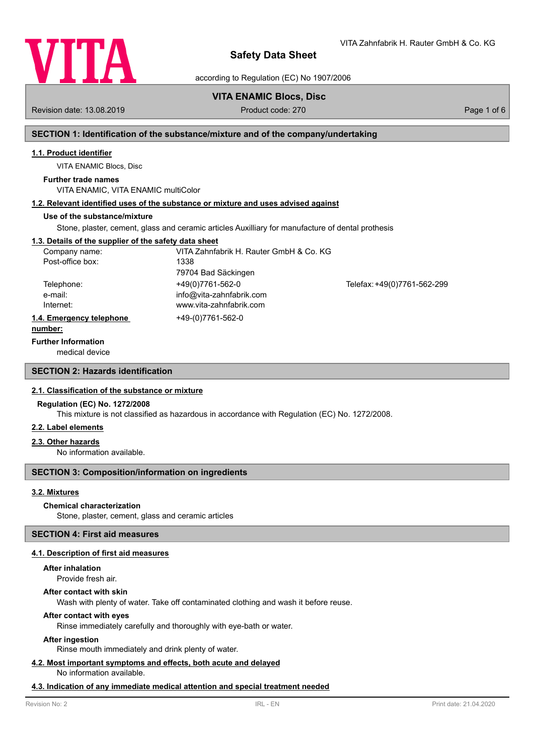# Safety Data Sheet

according to Regulation (EC) No 1907/2006

**VITA ENAMIC Blocs, Disc**

Revision date: 13.08.2019 Product code: 270

## SECTION 1: Identification of the substance/mixture and of the company/undertaking

### 1.1. Product identifier

VITA ENAMIC Blocs, Disc

**Further trade names**

VITA ENAMIC, VITA ENAMIC multiColor

### 1.2. Relevant identified uses of the substance or mixture and uses advised against

**Use of the substance/mixture**

Stone, plaster, cement, glass and ceramic articles Auxilliary for manufacture of dental prothesis

### 1.3. Details of the supplier of the safety data sheet

| | | |
|---|---|---|
| Company name: | VITA Zahnfabrik H. Rauter GmbH & Co. KG | |
| Post-office box: | 1338 | |
| | 79704 Bad Säckingen | |
| Telephone: | +49(0)7761-562-0 | Telefax: +49(0)7761-562-299 |
| e-mail: | info@vita-zahnfabrik.com | |
| Internet: | www.vita-zahnfabrik.com | |

### 1.4. Emergency telephone number:

+49-(0)7761-562-0

**Further Information**

medical device

## SECTION 2: Hazards identification

### 2.1. Classification of the substance or mixture

**Regulation (EC) No. 1272/2008**

This mixture is not classified as hazardous in accordance with Regulation (EC) No. 1272/2008.

### 2.2. Label elements

### 2.3. Other hazards

No information available.

## SECTION 3: Composition/information on ingredients

### 3.2. Mixtures

**Chemical characterization**

Stone, plaster, cement, glass and ceramic articles

## SECTION 4: First aid measures

### 4.1. Description of first aid measures

**After inhalation**

Provide fresh air.

**After contact with skin**

Wash with plenty of water. Take off contaminated clothing and wash it before reuse.

**After contact with eyes**

Rinse immediately carefully and thoroughly with eye-bath or water.

**After ingestion**

Rinse mouth immediately and drink plenty of water.

### 4.2. Most important symptoms and effects, both acute and delayed

No information available.

### 4.3. Indication of any immediate medical attention and special treatment needed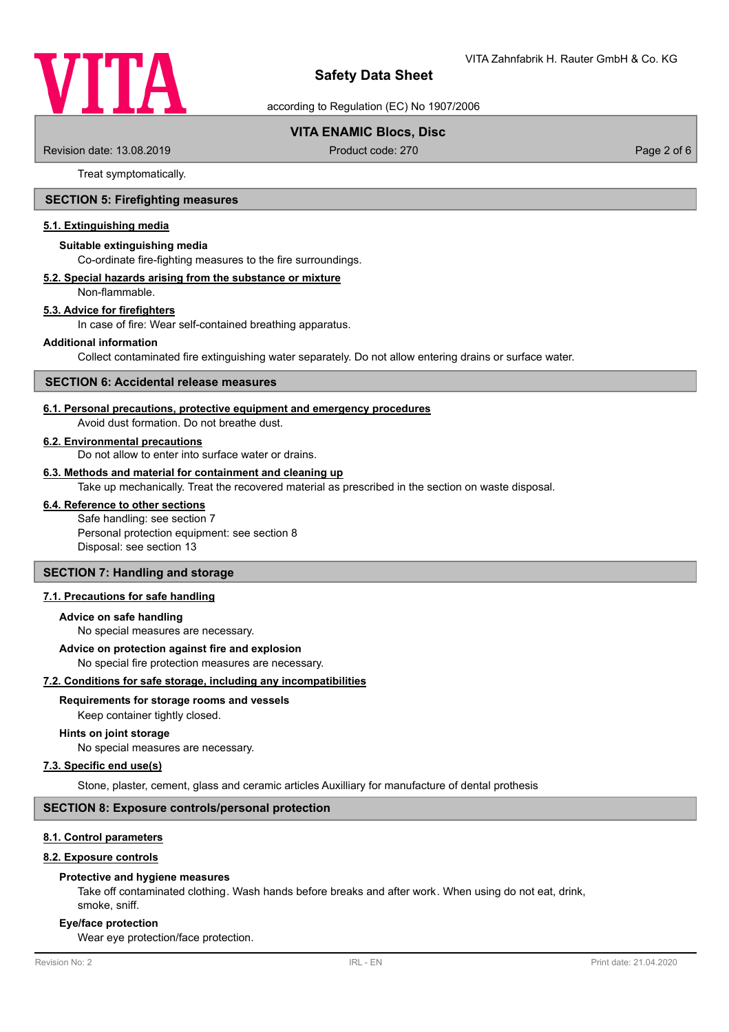Treat symptomatically.

## SECTION 5: Firefighting measures

### 5.1. Extinguishing media

**Suitable extinguishing media**

Co-ordinate fire-fighting measures to the fire surroundings.

### 5.2. Special hazards arising from the substance or mixture

Non-flammable.

### 5.3. Advice for firefighters

In case of fire: Wear self-contained breathing apparatus.

**Additional information**

Collect contaminated fire extinguishing water separately. Do not allow entering drains or surface water.

## SECTION 6: Accidental release measures

### 6.1. Personal precautions, protective equipment and emergency procedures

Avoid dust formation. Do not breathe dust.

### 6.2. Environmental precautions

Do not allow to enter into surface water or drains.

### 6.3. Methods and material for containment and cleaning up

Take up mechanically. Treat the recovered material as prescribed in the section on waste disposal.

### 6.4. Reference to other sections

Safe handling: see section 7
Personal protection equipment: see section 8
Disposal: see section 13

## SECTION 7: Handling and storage

### 7.1. Precautions for safe handling

**Advice on safe handling**

No special measures are necessary.

**Advice on protection against fire and explosion**

No special fire protection measures are necessary.

### 7.2. Conditions for safe storage, including any incompatibilities

**Requirements for storage rooms and vessels**

Keep container tightly closed.

**Hints on joint storage**

No special measures are necessary.

### 7.3. Specific end use(s)

Stone, plaster, cement, glass and ceramic articles Auxilliary for manufacture of dental prothesis

## SECTION 8: Exposure controls/personal protection

### 8.1. Control parameters

### 8.2. Exposure controls

**Protective and hygiene measures**

Take off contaminated clothing. Wash hands before breaks and after work. When using do not eat, drink, smoke, sniff.

**Eye/face protection**

Wear eye protection/face protection.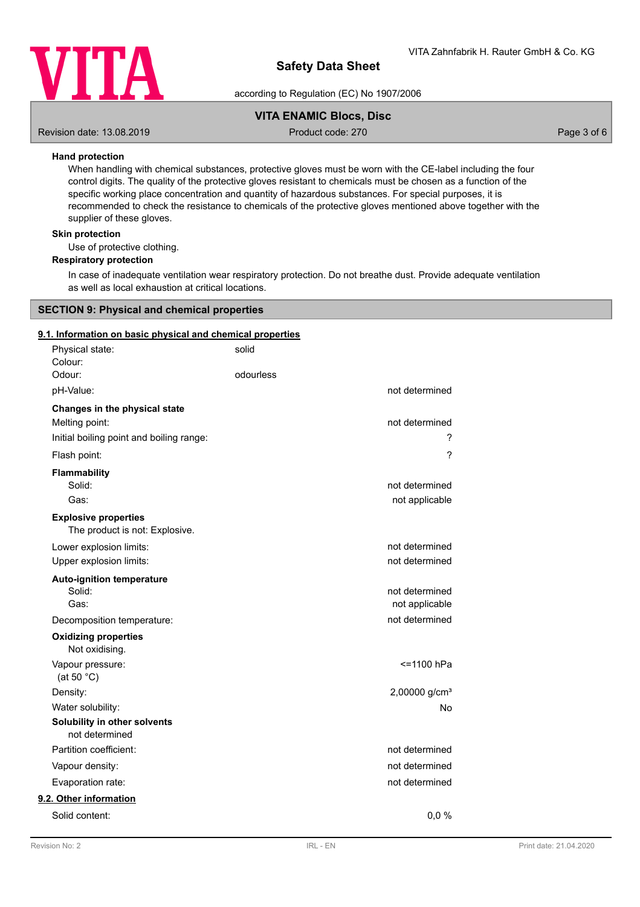**Hand protection**

When handling with chemical substances, protective gloves must be worn with the CE-label including the four control digits. The quality of the protective gloves resistant to chemicals must be chosen as a function of the specific working place concentration and quantity of hazardous substances. For special purposes, it is recommended to check the resistance to chemicals of the protective gloves mentioned above together with the supplier of these gloves.

**Skin protection**

Use of protective clothing.

**Respiratory protection**

In case of inadequate ventilation wear respiratory protection. Do not breathe dust. Provide adequate ventilation as well as local exhaustion at critical locations.

## SECTION 9: Physical and chemical properties

### 9.1. Information on basic physical and chemical properties

| | | |
|---|---|---|
| Physical state: | solid | |
| Colour: | | |
| Odour: | odourless | |
| pH-Value: | | not determined |
| **Changes in the physical state** | | |
| Melting point: | | not determined |
| Initial boiling point and boiling range: | | ? |
| Flash point: | | ? |
| **Flammability** | | |
| Solid: | | not determined |
| Gas: | | not applicable |
| **Explosive properties** | | |
| The product is not: Explosive. | | |
| Lower explosion limits: | | not determined |
| Upper explosion limits: | | not determined |
| **Auto-ignition temperature** | | |
| Solid: | | not determined |
| Gas: | | not applicable |
| Decomposition temperature: | | not determined |
| **Oxidizing properties** | | |
| Not oxidising. | | |
| Vapour pressure: (at 50 °C) | | <=1100 hPa |
| Density: | | 2,00000 g/cm³ |
| Water solubility: | | No |
| **Solubility in other solvents** | | |
| not determined | | |
| Partition coefficient: | | not determined |
| Vapour density: | | not determined |
| Evaporation rate: | | not determined |

### 9.2. Other information

| | |
|---|---|
| Solid content: | 0,0 % |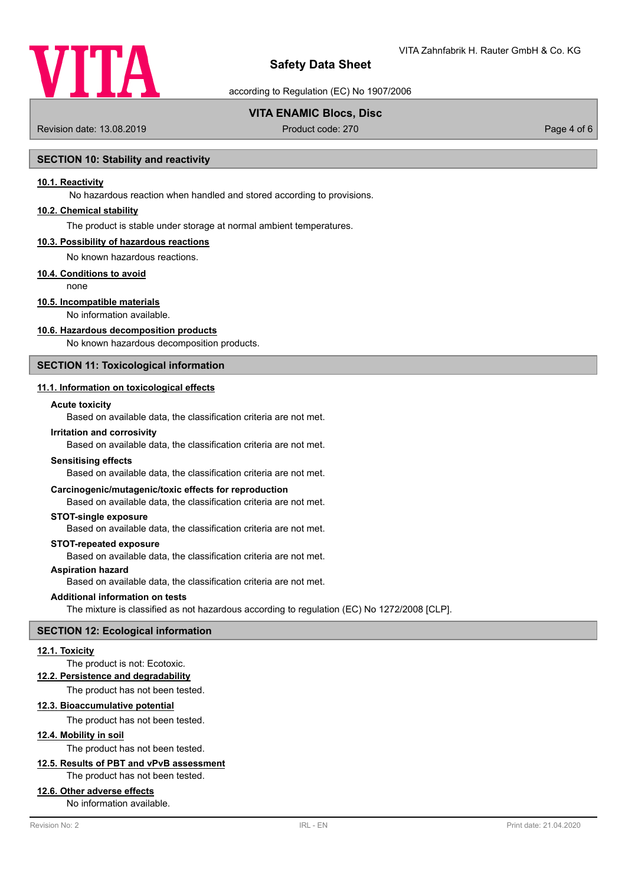## SECTION 10: Stability and reactivity

### 10.1. Reactivity

No hazardous reaction when handled and stored according to provisions.

### 10.2. Chemical stability

The product is stable under storage at normal ambient temperatures.

### 10.3. Possibility of hazardous reactions

No known hazardous reactions.

### 10.4. Conditions to avoid

none

### 10.5. Incompatible materials

No information available.

### 10.6. Hazardous decomposition products

No known hazardous decomposition products.

## SECTION 11: Toxicological information

### 11.1. Information on toxicological effects

**Acute toxicity**

Based on available data, the classification criteria are not met.

**Irritation and corrosivity**

Based on available data, the classification criteria are not met.

**Sensitising effects**

Based on available data, the classification criteria are not met.

**Carcinogenic/mutagenic/toxic effects for reproduction**

Based on available data, the classification criteria are not met.

**STOT-single exposure**

Based on available data, the classification criteria are not met.

**STOT-repeated exposure**

Based on available data, the classification criteria are not met.

**Aspiration hazard**

Based on available data, the classification criteria are not met.

**Additional information on tests**

The mixture is classified as not hazardous according to regulation (EC) No 1272/2008 [CLP].

## SECTION 12: Ecological information

### 12.1. Toxicity

The product is not: Ecotoxic.

### 12.2. Persistence and degradability

The product has not been tested.

### 12.3. Bioaccumulative potential

The product has not been tested.

### 12.4. Mobility in soil

The product has not been tested.

### 12.5. Results of PBT and vPvB assessment

The product has not been tested.

### 12.6. Other adverse effects

No information available.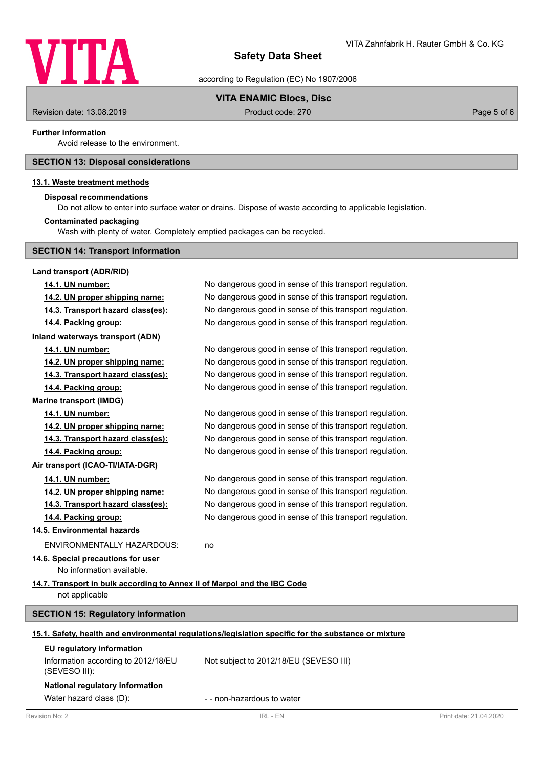**Further information**

Avoid release to the environment.

## SECTION 13: Disposal considerations

### 13.1. Waste treatment methods

**Disposal recommendations**

Do not allow to enter into surface water or drains. Dispose of waste according to applicable legislation.

**Contaminated packaging**

Wash with plenty of water. Completely emptied packages can be recycled.

## SECTION 14: Transport information

**Land transport (ADR/RID)**

| | |
|---|---|
| **14.1. UN number:** | No dangerous good in sense of this transport regulation. |
| **14.2. UN proper shipping name:** | No dangerous good in sense of this transport regulation. |
| **14.3. Transport hazard class(es):** | No dangerous good in sense of this transport regulation. |
| **14.4. Packing group:** | No dangerous good in sense of this transport regulation. |

**Inland waterways transport (ADN)**

| | |
|---|---|
| **14.1. UN number:** | No dangerous good in sense of this transport regulation. |
| **14.2. UN proper shipping name:** | No dangerous good in sense of this transport regulation. |
| **14.3. Transport hazard class(es):** | No dangerous good in sense of this transport regulation. |
| **14.4. Packing group:** | No dangerous good in sense of this transport regulation. |

**Marine transport (IMDG)**

| | |
|---|---|
| **14.1. UN number:** | No dangerous good in sense of this transport regulation. |
| **14.2. UN proper shipping name:** | No dangerous good in sense of this transport regulation. |
| **14.3. Transport hazard class(es):** | No dangerous good in sense of this transport regulation. |
| **14.4. Packing group:** | No dangerous good in sense of this transport regulation. |

**Air transport (ICAO-TI/IATA-DGR)**

| | |
|---|---|
| **14.1. UN number:** | No dangerous good in sense of this transport regulation. |
| **14.2. UN proper shipping name:** | No dangerous good in sense of this transport regulation. |
| **14.3. Transport hazard class(es):** | No dangerous good in sense of this transport regulation. |
| **14.4. Packing group:** | No dangerous good in sense of this transport regulation. |

### 14.5. Environmental hazards

ENVIRONMENTALLY HAZARDOUS: no

### 14.6. Special precautions for user

No information available.

### 14.7. Transport in bulk according to Annex II of Marpol and the IBC Code

not applicable

## SECTION 15: Regulatory information

### 15.1. Safety, health and environmental regulations/legislation specific for the substance or mixture

**EU regulatory information**

| | |
|---|---|
| Information according to 2012/18/EU (SEVESO III): | Not subject to 2012/18/EU (SEVESO III) |

**National regulatory information**

| | |
|---|---|
| Water hazard class (D): | - - non-hazardous to water |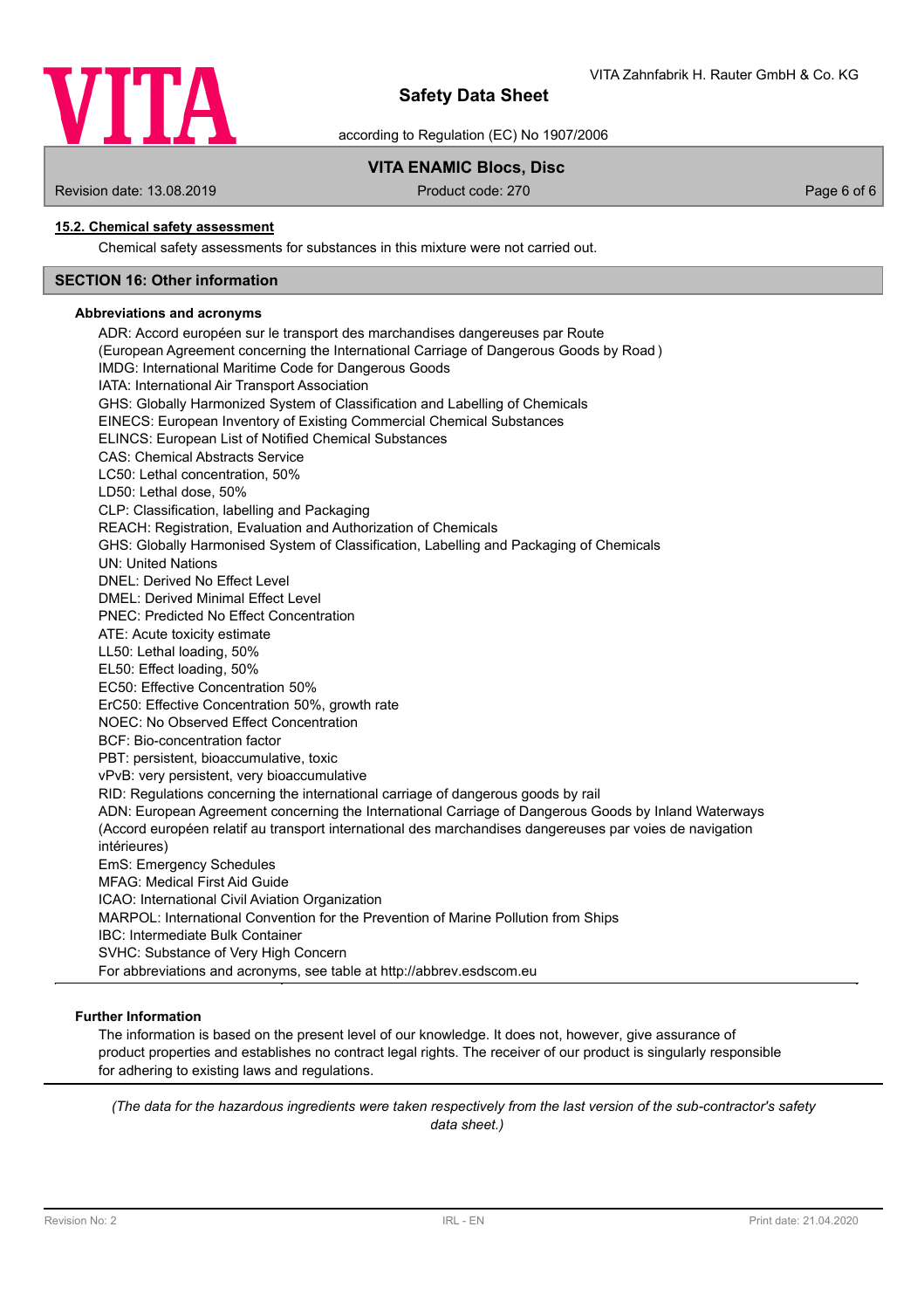### 15.2. Chemical safety assessment

Chemical safety assessments for substances in this mixture were not carried out.

## SECTION 16: Other information

**Abbreviations and acronyms**

ADR: Accord européen sur le transport des marchandises dangereuses par Route
(European Agreement concerning the International Carriage of Dangerous Goods by Road )
IMDG: International Maritime Code for Dangerous Goods
IATA: International Air Transport Association
GHS: Globally Harmonized System of Classification and Labelling of Chemicals
EINECS: European Inventory of Existing Commercial Chemical Substances
ELINCS: European List of Notified Chemical Substances
CAS: Chemical Abstracts Service
LC50: Lethal concentration, 50%
LD50: Lethal dose, 50%
CLP: Classification, labelling and Packaging
REACH: Registration, Evaluation and Authorization of Chemicals
GHS: Globally Harmonised System of Classification, Labelling and Packaging of Chemicals
UN: United Nations
DNEL: Derived No Effect Level
DMEL: Derived Minimal Effect Level
PNEC: Predicted No Effect Concentration
ATE: Acute toxicity estimate
LL50: Lethal loading, 50%
EL50: Effect loading, 50%
EC50: Effective Concentration 50%
ErC50: Effective Concentration 50%, growth rate
NOEC: No Observed Effect Concentration
BCF: Bio-concentration factor
PBT: persistent, bioaccumulative, toxic
vPvB: very persistent, very bioaccumulative
RID: Regulations concerning the international carriage of dangerous goods by rail
ADN: European Agreement concerning the International Carriage of Dangerous Goods by Inland Waterways
(Accord européen relatif au transport international des marchandises dangereuses par voies de navigation intérieures)
EmS: Emergency Schedules
MFAG: Medical First Aid Guide
ICAO: International Civil Aviation Organization
MARPOL: International Convention for the Prevention of Marine Pollution from Ships
IBC: Intermediate Bulk Container
SVHC: Substance of Very High Concern
For abbreviations and acronyms, see table at http://abbrev.esdscom.eu

**Further Information**

The information is based on the present level of our knowledge. It does not, however, give assurance of product properties and establishes no contract legal rights. The receiver of our product is singularly responsible for adhering to existing laws and regulations.

*(The data for the hazardous ingredients were taken respectively from the last version of the sub-contractor's safety data sheet.)*